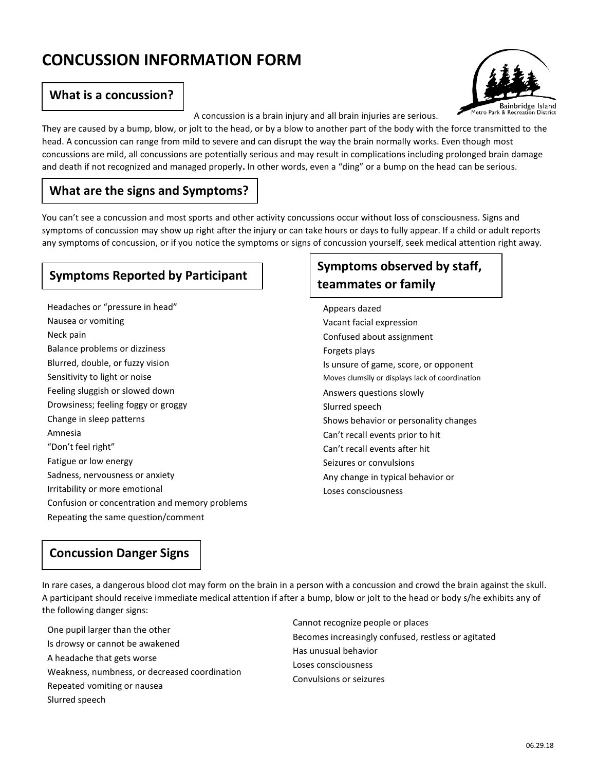# CONCUSSION INFORMATION FORM

## What is a concussion?

A concussion is a brain injury and all brain injuries are serious. They are caused by a bump, blow, or jolt to the head, or by a blow to another part of the body with the force transmitted to the head. A concussion can range from mild to severe and can disrupt the way the brain normally works. Even though most concussions are mild, all concussions are potentially serious and may result in complications including prolonged brain damage and death if not recognized and managed properly**.** In other words, even a "ding" or a bump on the head can be serious.

## What are the signs and Symptoms?

You can't see a concussion and most sports and other activity concussions occur without loss of consciousness. Signs and symptoms of concussion may show up right after the injury or can take hours or days to fully appear. If a child or adult reports any symptoms of concussion, or if you notice the symptoms or signs of concussion yourself, seek medical attention right away.

### Symptoms Reported by Participant

- Headaches or "pressure in head"
- Nausea or vomiting
- Neck pain
- Balance problems or dizziness
- Blurred, double, or fuzzy vision
- Sensitivity to light or noise
- Feeling sluggish or slowed down
- Drowsiness; feeling foggy or groggy
- Change in sleep patterns
- Amnesia
- "Don't feel right"
- Fatigue or low energy
- Sadness, nervousness or anxiety
- Irritability or more emotional
- Confusion or concentration and memory problems
- Repeating the same question/comment

### Symptoms observed by staff, teammates or family

- Appears dazed
- Vacant facial expression
- Confused about assignment
- Forgets plays
- Is unsure of game, score, or opponent
- Moves clumsily or displays lack of coordination
- Answers questions slowly
- Slurred speech
- Shows behavior or personality changes
- Can't recall events prior to hit
- Can't recall events after hit
- Seizures or convulsions
- Any change in typical behavior or
- Loses consciousness

## Concussion Danger Signs

In rare cases, a dangerous blood clot may form on the brain in a person with a concussion and crowd the brain against the skull. A participant should receive immediate medical attention if after a bump, blow or jolt to the head or body s/he exhibits any of the following danger signs:

- One pupil larger than the other
- Is drowsy or cannot be awakened
- A headache that gets worse
- Weakness, numbness, or decreased coordination
- Repeated vomiting or nausea
- Slurred speech
- Cannot recognize people or places
- Becomes increasingly confused, restless or agitated
- Has unusual behavior
- Loses consciousness
- Convulsions or seizures

06.29.18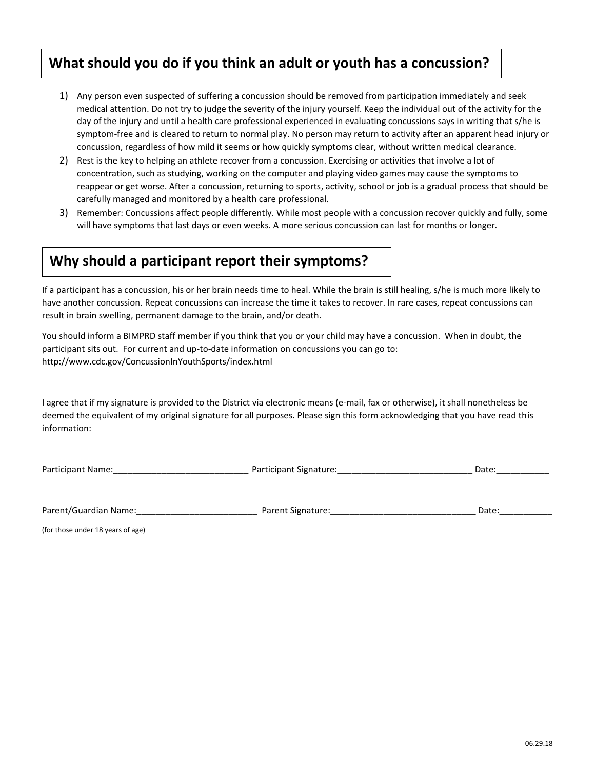## What should you do if you think an adult or youth has a concussion?

1) Any person even suspected of suffering a concussion should be removed from participation immediately and seek medical attention. Do not try to judge the severity of the injury yourself. Keep the individual out of the activity for the day of the injury and until a health care professional experienced in evaluating concussions says in writing that s/he is symptom-free and is cleared to return to normal play. No person may return to activity after an apparent head injury or concussion, regardless of how mild it seems or how quickly symptoms clear, without written medical clearance.
2) Rest is the key to helping an athlete recover from a concussion. Exercising or activities that involve a lot of concentration, such as studying, working on the computer and playing video games may cause the symptoms to reappear or get worse. After a concussion, returning to sports, activity, school or job is a gradual process that should be carefully managed and monitored by a health care professional.
3) Remember: Concussions affect people differently. While most people with a concussion recover quickly and fully, some will have symptoms that last days or even weeks. A more serious concussion can last for months or longer.

## Why should a participant report their symptoms?

If a participant has a concussion, his or her brain needs time to heal. While the brain is still healing, s/he is much more likely to have another concussion. Repeat concussions can increase the time it takes to recover. In rare cases, repeat concussions can result in brain swelling, permanent damage to the brain, and/or death.

You should inform a BIMPRD staff member if you think that you or your child may have a concussion. When in doubt, the participant sits out. For current and up-to-date information on concussions you can go to: http://www.cdc.gov/ConcussionInYouthSports/index.html

I agree that if my signature is provided to the District via electronic means (e-mail, fax or otherwise), it shall nonetheless be deemed the equivalent of my original signature for all purposes. Please sign this form acknowledging that you have read this information:

Participant Name:___________________________ Participant Signature:___________________________ Date:___________

Parent/Guardian Name:_________________________ Parent Signature:_____________________________ Date:___________

(for those under 18 years of age)

06.29.18